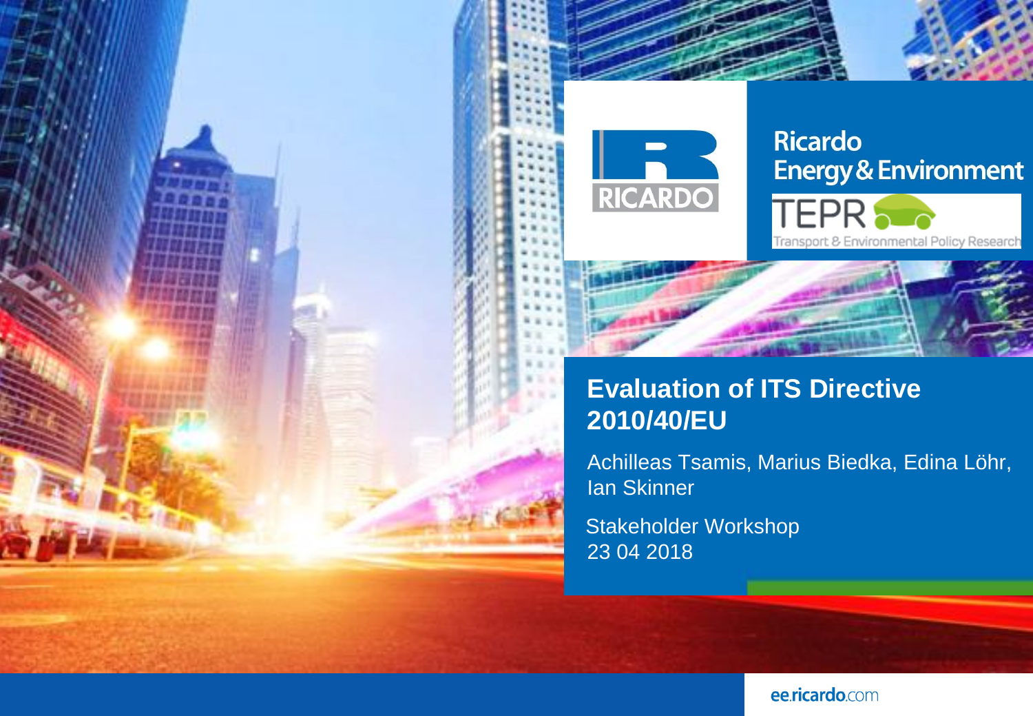Ricardo Energy & Environment

TEPR Transport & Environmental Policy Research

# Evaluation of ITS Directive 2010/40/EU

Achilleas Tsamis, Marius Biedka, Edina Löhr, Ian Skinner

Stakeholder Workshop
23 04 2018

ee.ricardo.com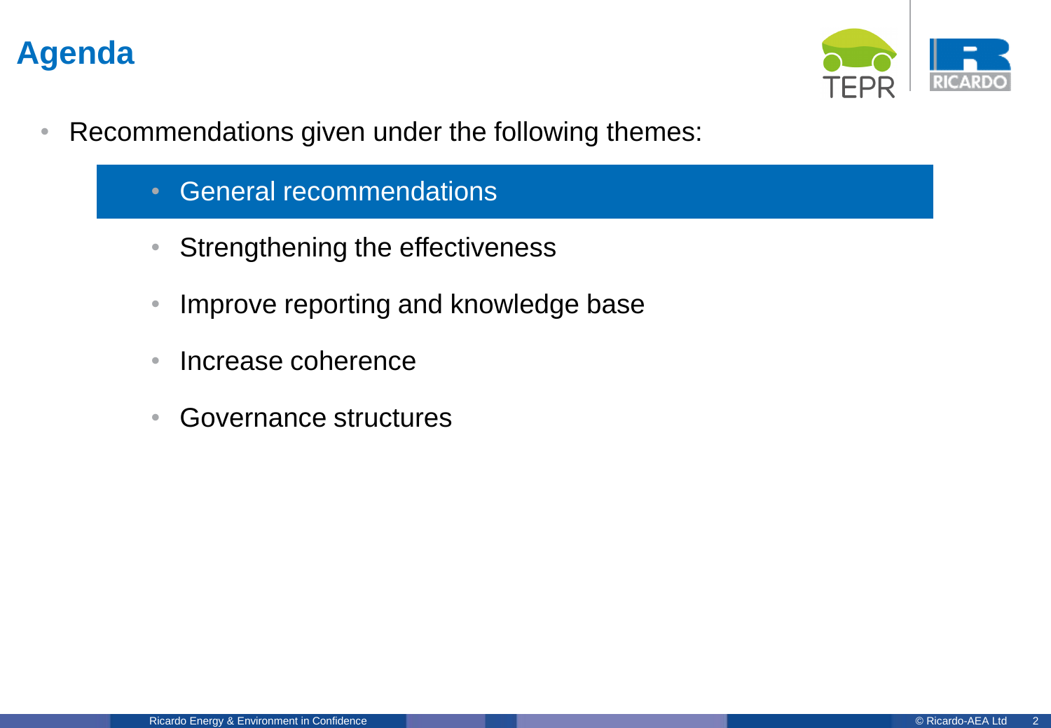# Agenda

- Recommendations given under the following themes:
  - General recommendations
  - Strengthening the effectiveness
  - Improve reporting and knowledge base
  - Increase coherence
  - Governance structures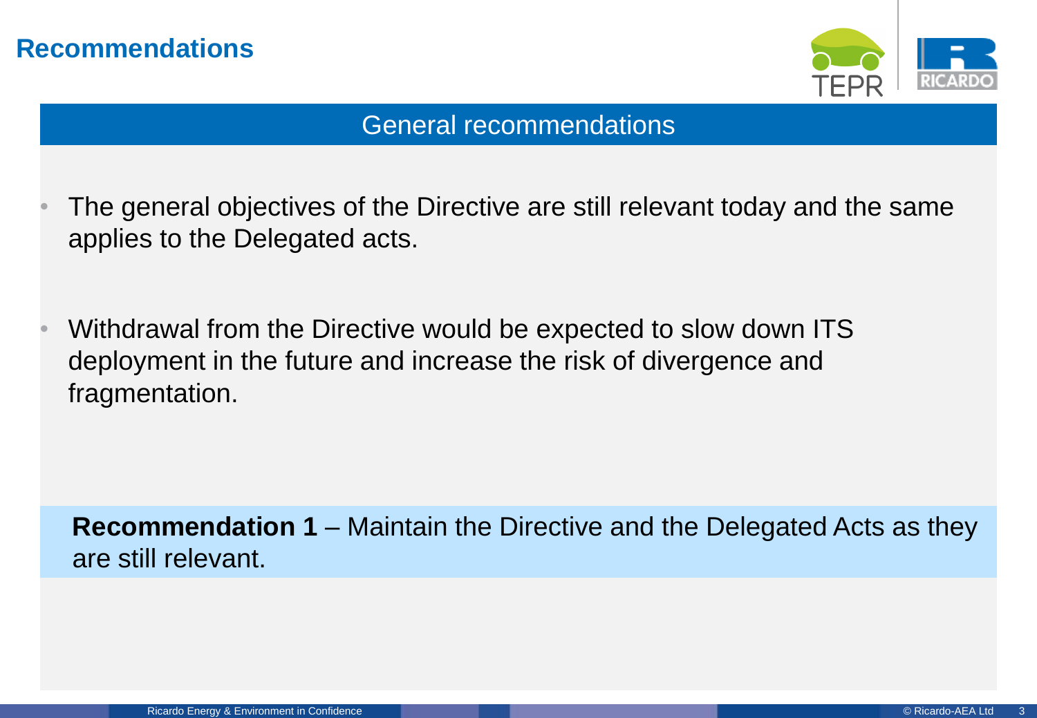# Recommendations

## General recommendations

- The general objectives of the Directive are still relevant today and the same applies to the Delegated acts.
- Withdrawal from the Directive would be expected to slow down ITS deployment in the future and increase the risk of divergence and fragmentation.

**Recommendation 1** – Maintain the Directive and the Delegated Acts as they are still relevant.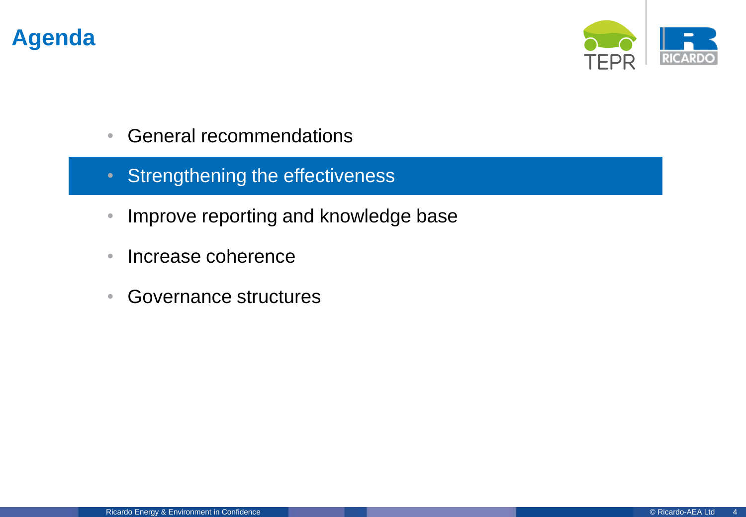# Agenda

- General recommendations
- Strengthening the effectiveness
- Improve reporting and knowledge base
- Increase coherence
- Governance structures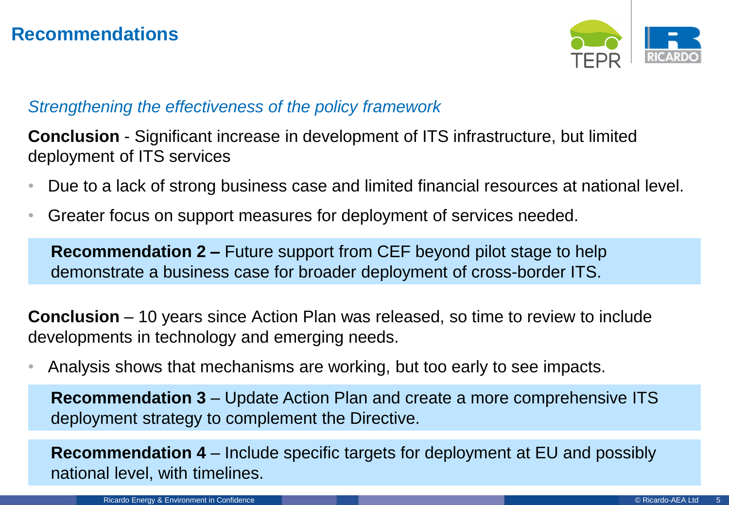# Recommendations

*Strengthening the effectiveness of the policy framework*

**Conclusion** - Significant increase in development of ITS infrastructure, but limited deployment of ITS services

- Due to a lack of strong business case and limited financial resources at national level.
- Greater focus on support measures for deployment of services needed.

**Recommendation 2 –** Future support from CEF beyond pilot stage to help demonstrate a business case for broader deployment of cross-border ITS.

**Conclusion** – 10 years since Action Plan was released, so time to review to include developments in technology and emerging needs.

- Analysis shows that mechanisms are working, but too early to see impacts.

**Recommendation 3** – Update Action Plan and create a more comprehensive ITS deployment strategy to complement the Directive.

**Recommendation 4** – Include specific targets for deployment at EU and possibly national level, with timelines.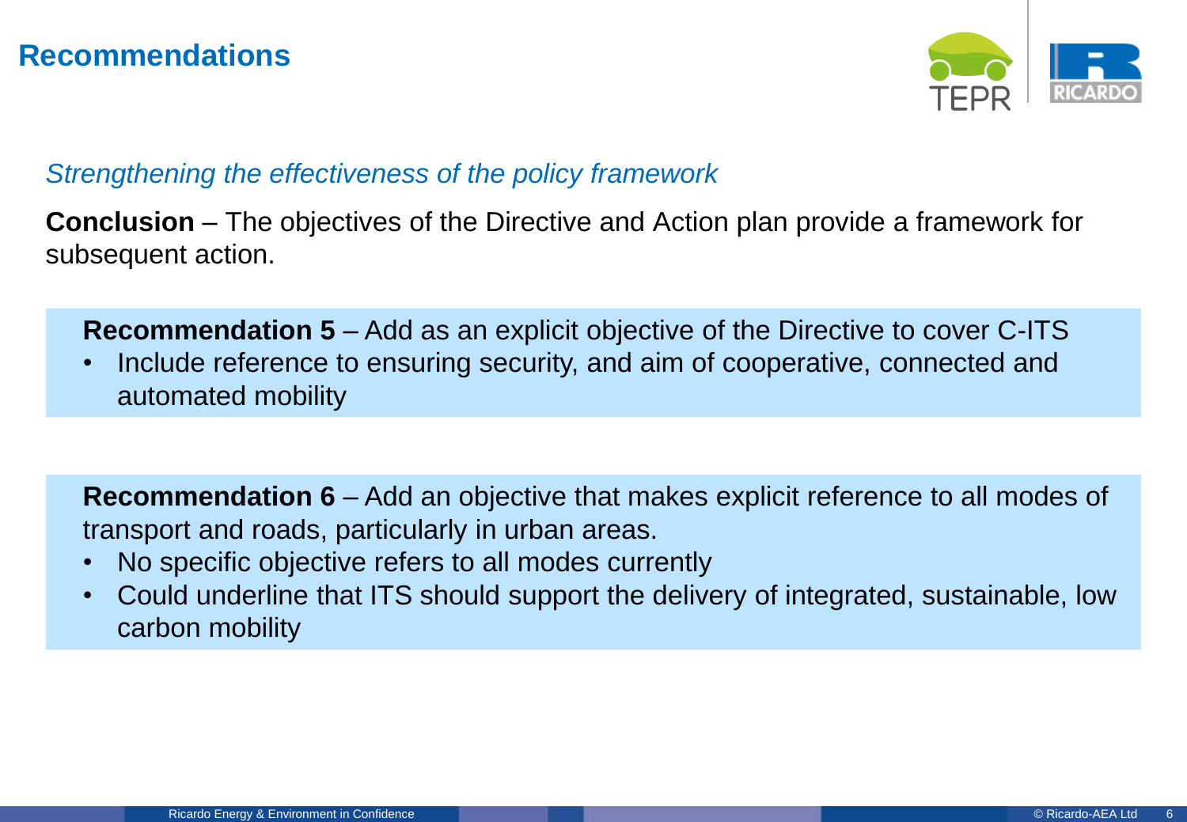# Recommendations

*Strengthening the effectiveness of the policy framework*

**Conclusion** – The objectives of the Directive and Action plan provide a framework for subsequent action.

**Recommendation 5** – Add as an explicit objective of the Directive to cover C-ITS

- Include reference to ensuring security, and aim of cooperative, connected and automated mobility

**Recommendation 6** – Add an objective that makes explicit reference to all modes of transport and roads, particularly in urban areas.

- No specific objective refers to all modes currently
- Could underline that ITS should support the delivery of integrated, sustainable, low carbon mobility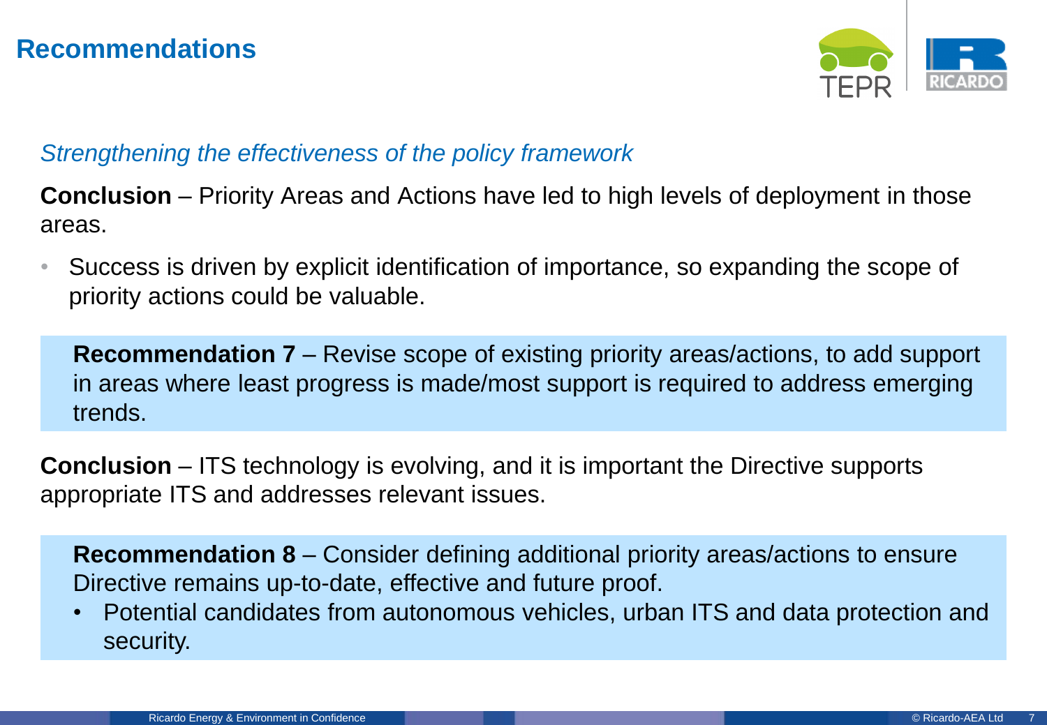## Recommendations

*Strengthening the effectiveness of the policy framework*

**Conclusion** – Priority Areas and Actions have led to high levels of deployment in those areas.

- Success is driven by explicit identification of importance, so expanding the scope of priority actions could be valuable.

**Recommendation 7** – Revise scope of existing priority areas/actions, to add support in areas where least progress is made/most support is required to address emerging trends.

**Conclusion** – ITS technology is evolving, and it is important the Directive supports appropriate ITS and addresses relevant issues.

**Recommendation 8** – Consider defining additional priority areas/actions to ensure Directive remains up-to-date, effective and future proof.

- Potential candidates from autonomous vehicles, urban ITS and data protection and security.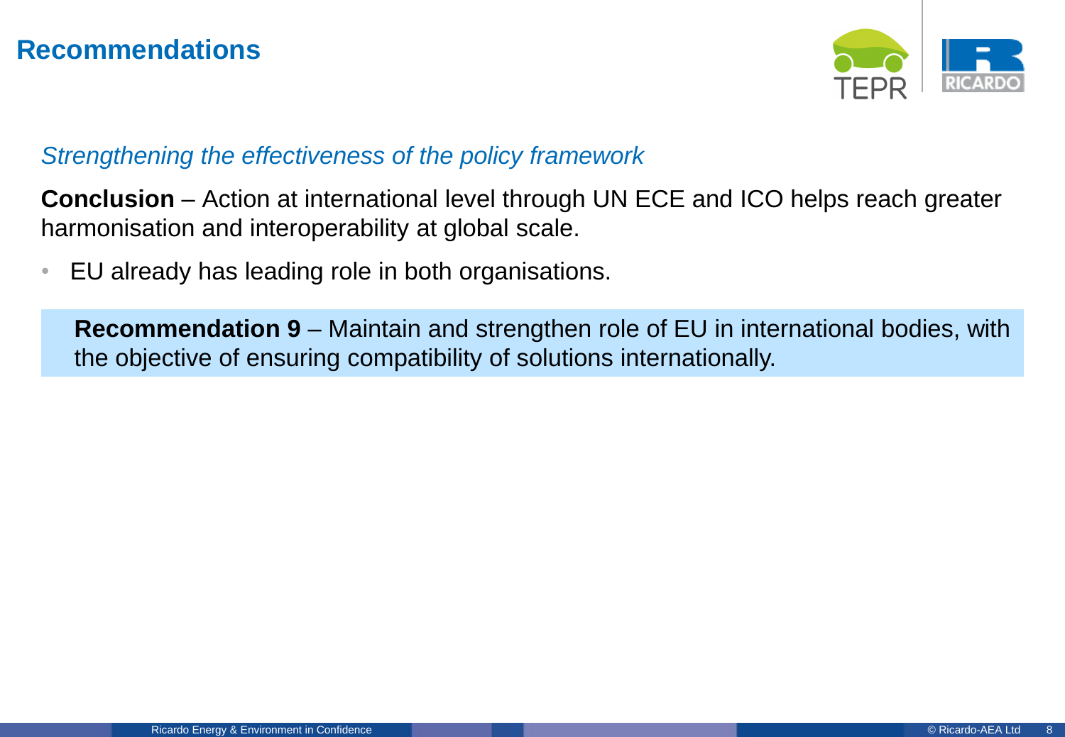## Recommendations

*Strengthening the effectiveness of the policy framework*

**Conclusion** – Action at international level through UN ECE and ICO helps reach greater harmonisation and interoperability at global scale.

- EU already has leading role in both organisations.

**Recommendation 9** – Maintain and strengthen role of EU in international bodies, with the objective of ensuring compatibility of solutions internationally.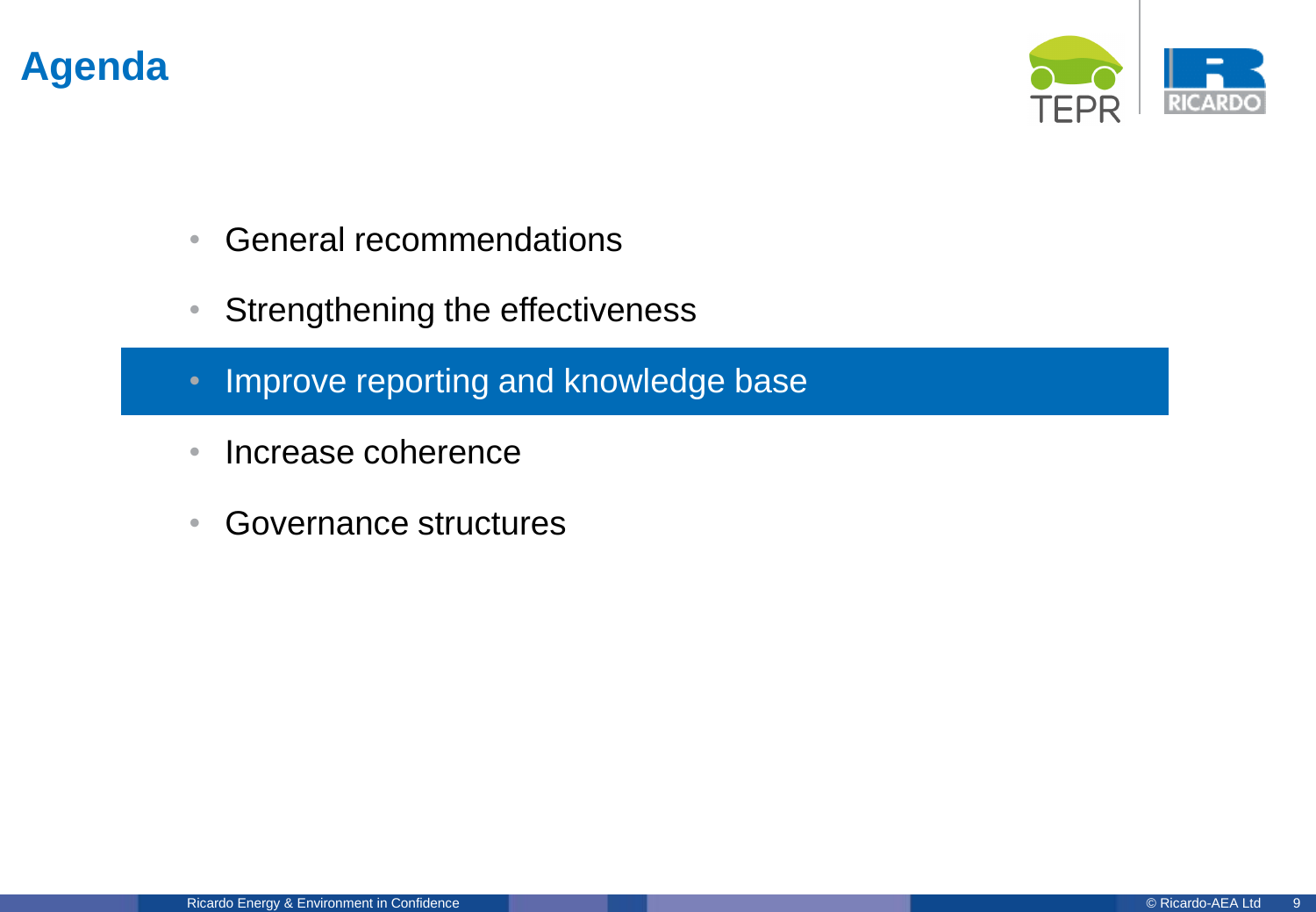# Agenda

- General recommendations
- Strengthening the effectiveness
- **Improve reporting and knowledge base**
- Increase coherence
- Governance structures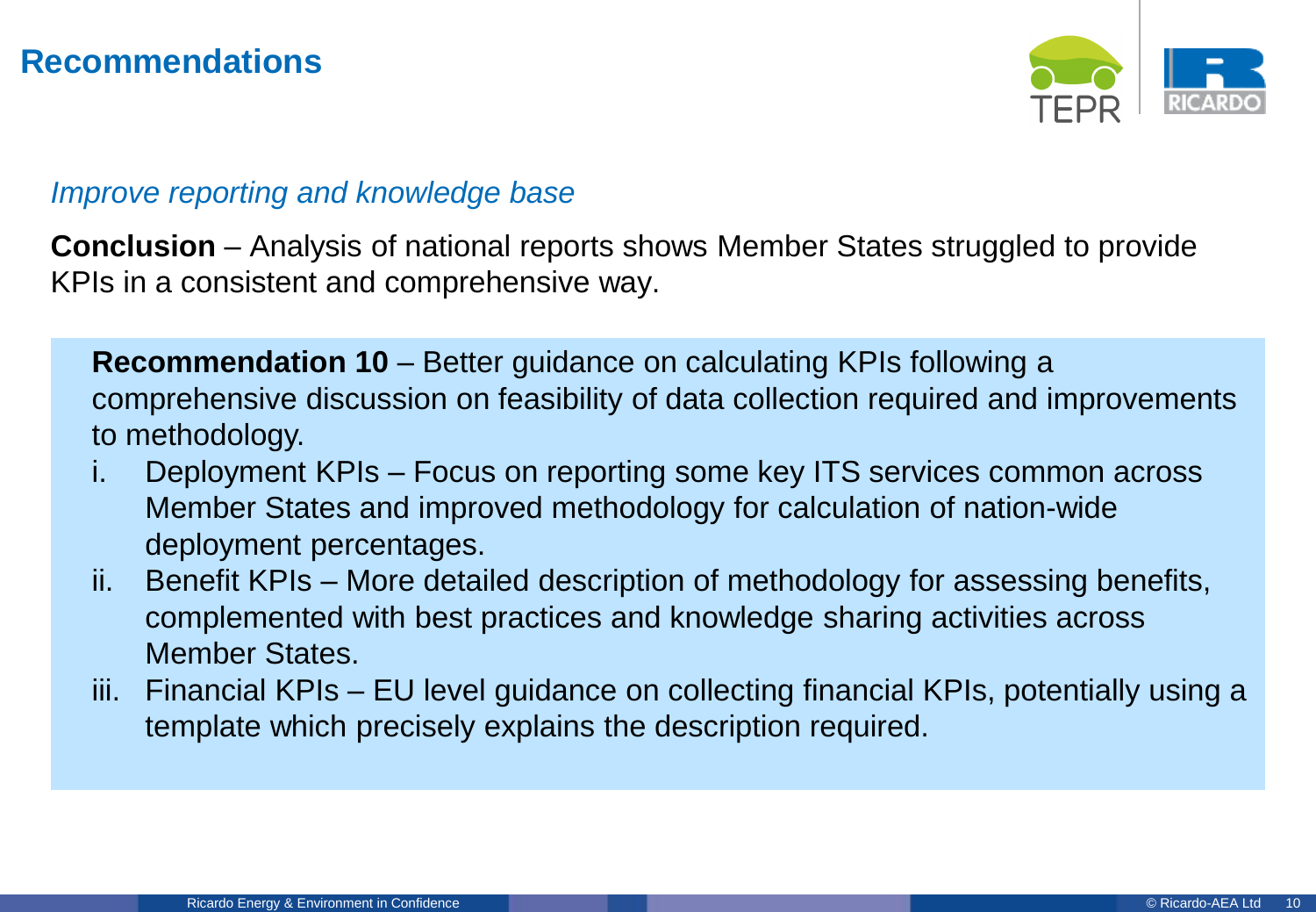# Recommendations

*Improve reporting and knowledge base*

**Conclusion** – Analysis of national reports shows Member States struggled to provide KPIs in a consistent and comprehensive way.

**Recommendation 10** – Better guidance on calculating KPIs following a comprehensive discussion on feasibility of data collection required and improvements to methodology.

i. Deployment KPIs – Focus on reporting some key ITS services common across Member States and improved methodology for calculation of nation-wide deployment percentages.

ii. Benefit KPIs – More detailed description of methodology for assessing benefits, complemented with best practices and knowledge sharing activities across Member States.

iii. Financial KPIs – EU level guidance on collecting financial KPIs, potentially using a template which precisely explains the description required.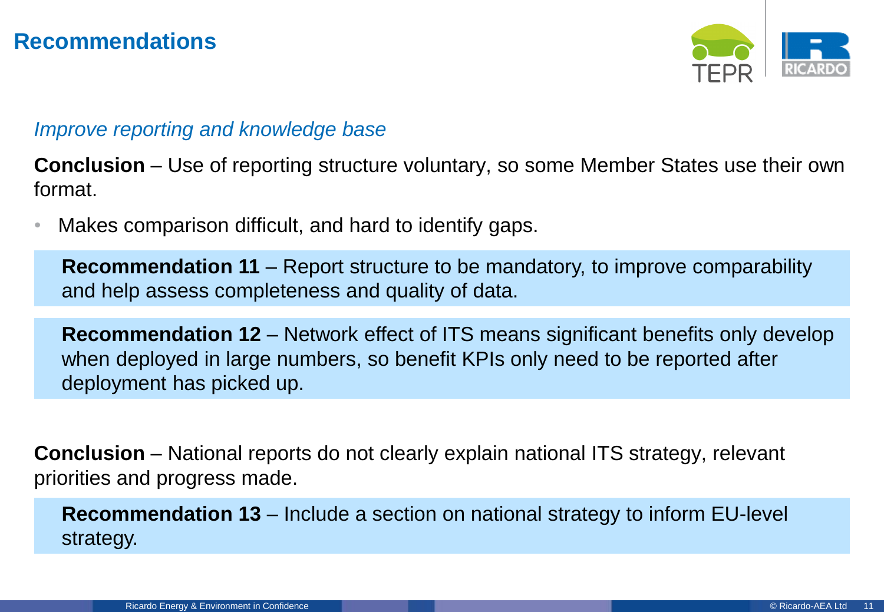## Recommendations

*Improve reporting and knowledge base*

**Conclusion** – Use of reporting structure voluntary, so some Member States use their own format.

- Makes comparison difficult, and hard to identify gaps.

**Recommendation 11** – Report structure to be mandatory, to improve comparability and help assess completeness and quality of data.

**Recommendation 12** – Network effect of ITS means significant benefits only develop when deployed in large numbers, so benefit KPIs only need to be reported after deployment has picked up.

**Conclusion** – National reports do not clearly explain national ITS strategy, relevant priorities and progress made.

**Recommendation 13** – Include a section on national strategy to inform EU-level strategy.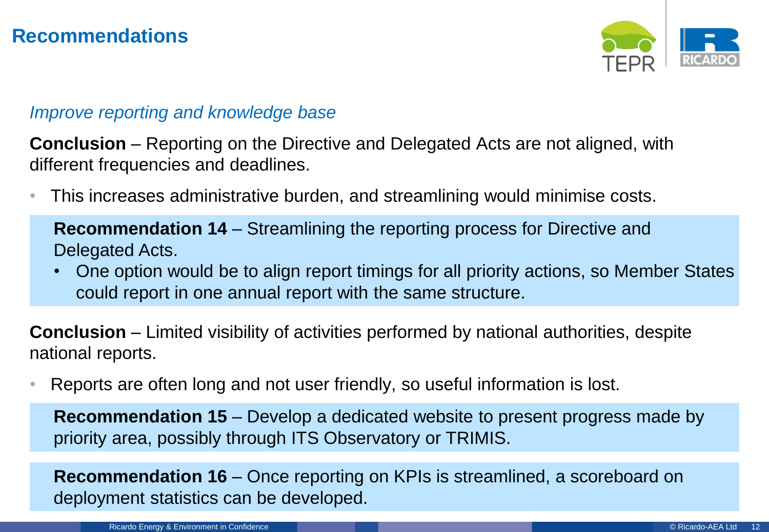# Recommendations

*Improve reporting and knowledge base*

**Conclusion** – Reporting on the Directive and Delegated Acts are not aligned, with different frequencies and deadlines.

- This increases administrative burden, and streamlining would minimise costs.

**Recommendation 14** – Streamlining the reporting process for Directive and Delegated Acts.

- One option would be to align report timings for all priority actions, so Member States could report in one annual report with the same structure.

**Conclusion** – Limited visibility of activities performed by national authorities, despite national reports.

- Reports are often long and not user friendly, so useful information is lost.

**Recommendation 15** – Develop a dedicated website to present progress made by priority area, possibly through ITS Observatory or TRIMIS.

**Recommendation 16** – Once reporting on KPIs is streamlined, a scoreboard on deployment statistics can be developed.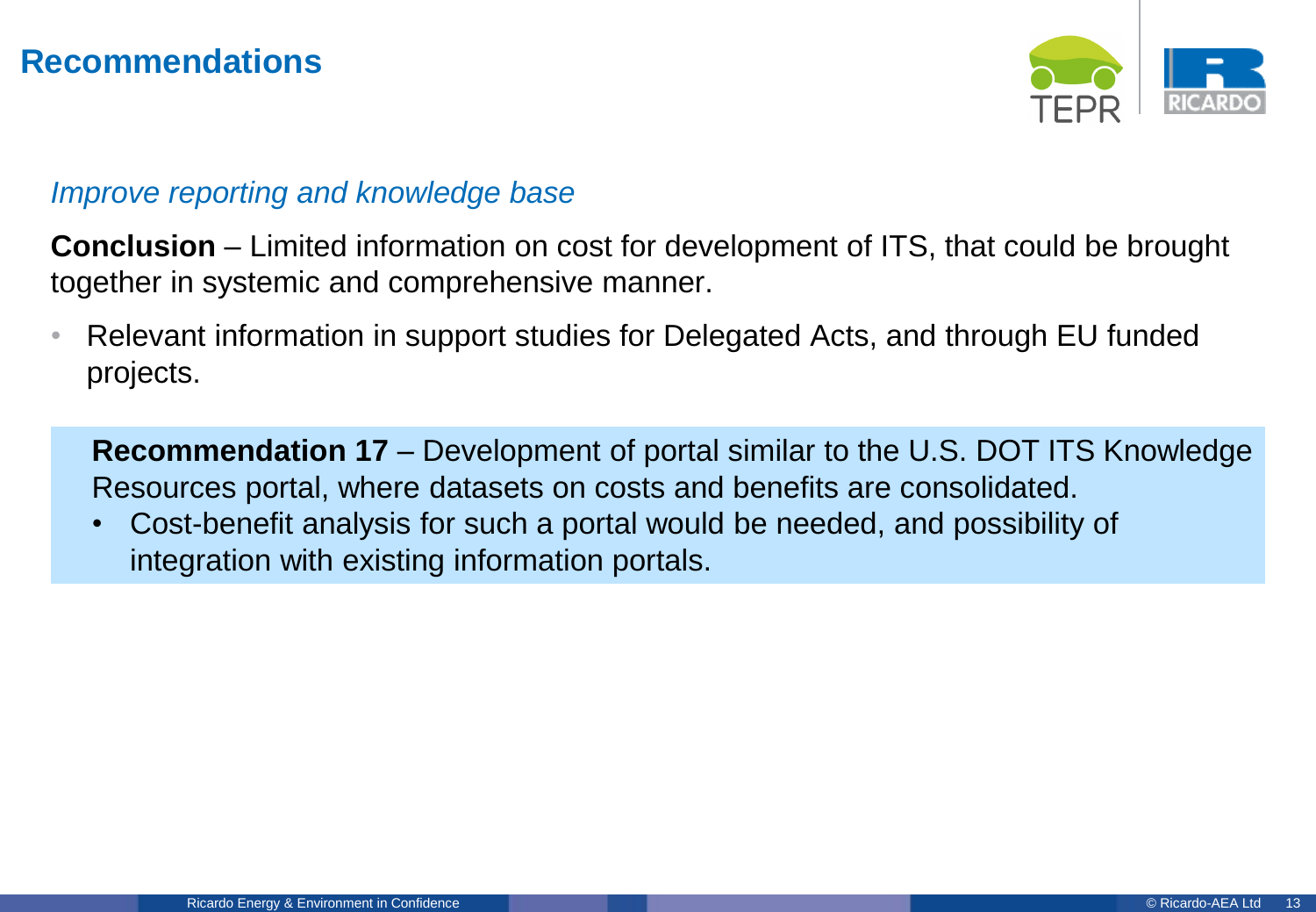## Recommendations

*Improve reporting and knowledge base*

**Conclusion** – Limited information on cost for development of ITS, that could be brought together in systemic and comprehensive manner.

- Relevant information in support studies for Delegated Acts, and through EU funded projects.

**Recommendation 17** – Development of portal similar to the U.S. DOT ITS Knowledge Resources portal, where datasets on costs and benefits are consolidated.

- Cost-benefit analysis for such a portal would be needed, and possibility of integration with existing information portals.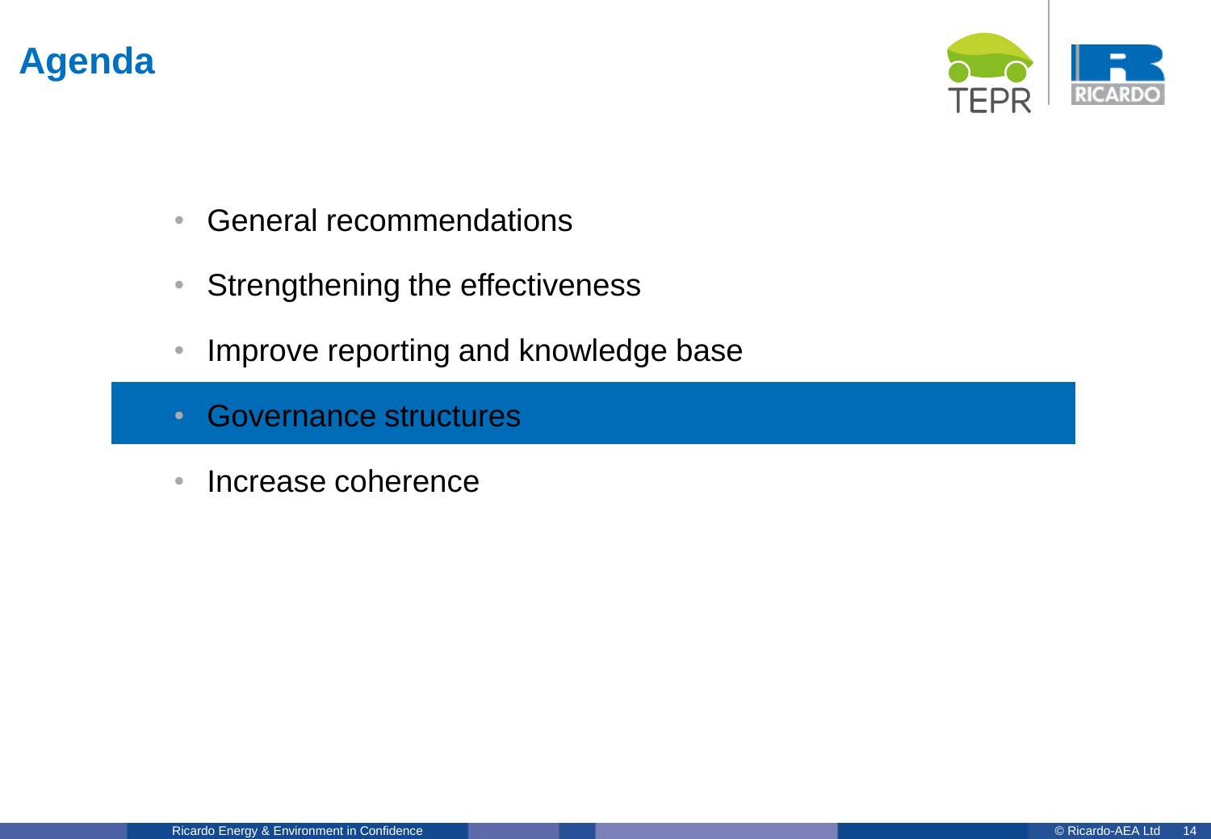# Agenda

- General recommendations
- Strengthening the effectiveness
- Improve reporting and knowledge base
- **Governance structures**
- Increase coherence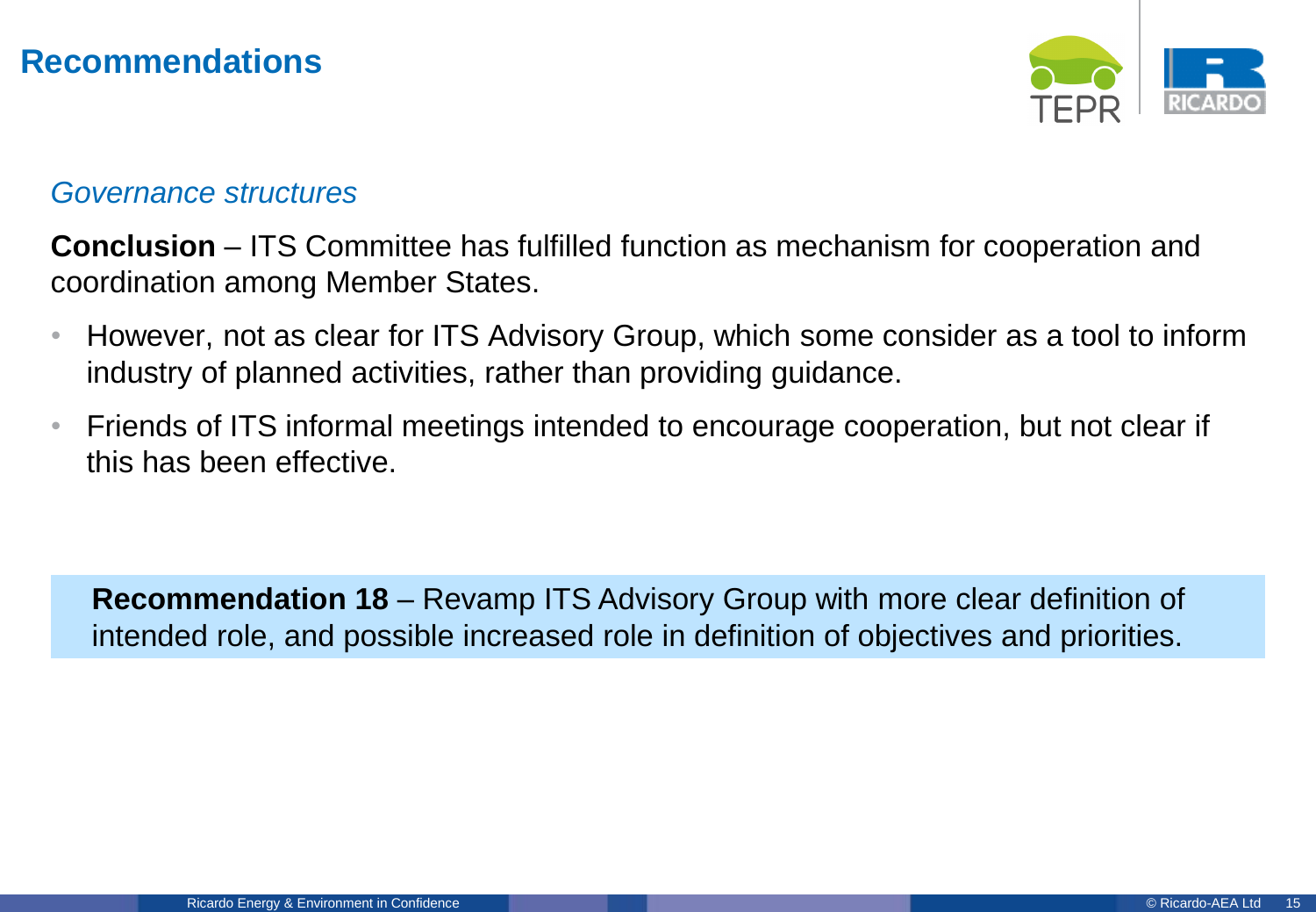# Recommendations

*Governance structures*

**Conclusion** – ITS Committee has fulfilled function as mechanism for cooperation and coordination among Member States.

- However, not as clear for ITS Advisory Group, which some consider as a tool to inform industry of planned activities, rather than providing guidance.
- Friends of ITS informal meetings intended to encourage cooperation, but not clear if this has been effective.

**Recommendation 18** – Revamp ITS Advisory Group with more clear definition of intended role, and possible increased role in definition of objectives and priorities.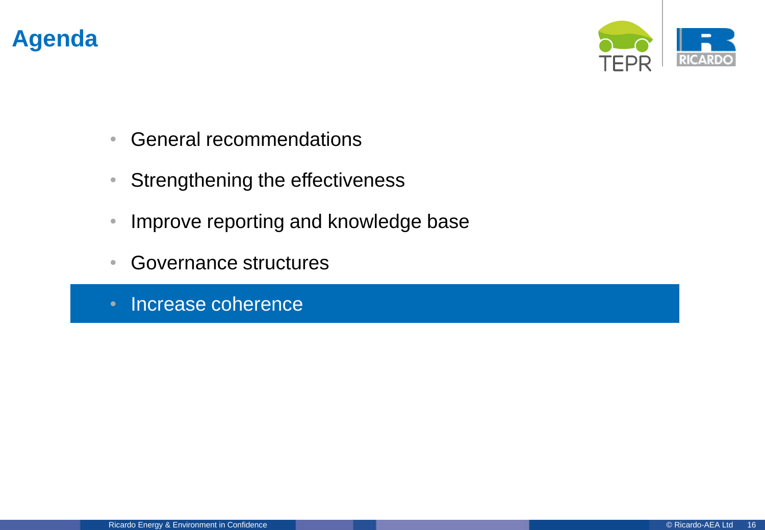# Agenda

- General recommendations
- Strengthening the effectiveness
- Improve reporting and knowledge base
- Governance structures
- **Increase coherence**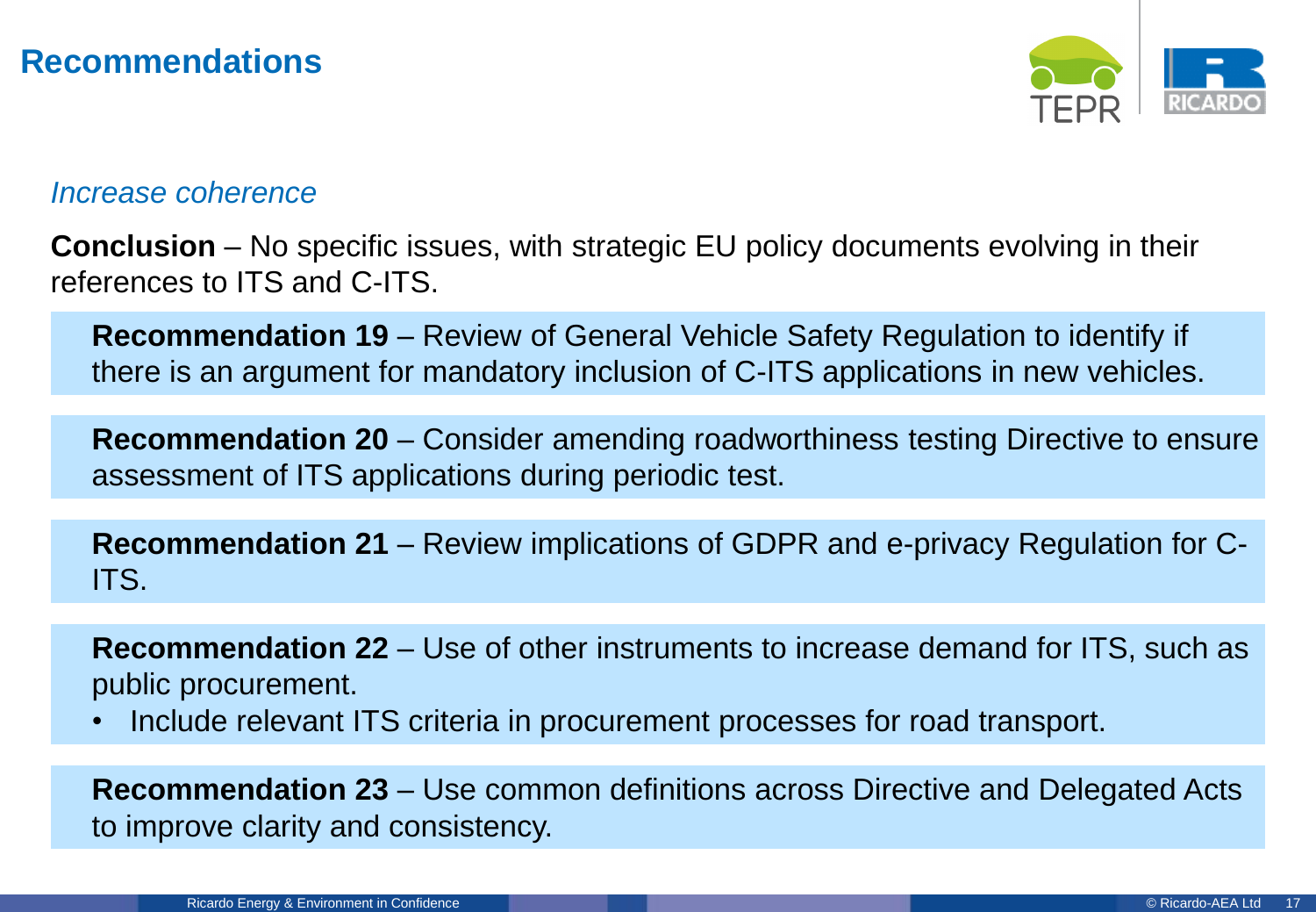# Recommendations

*Increase coherence*

**Conclusion** – No specific issues, with strategic EU policy documents evolving in their references to ITS and C-ITS.

**Recommendation 19** – Review of General Vehicle Safety Regulation to identify if there is an argument for mandatory inclusion of C-ITS applications in new vehicles.

**Recommendation 20** – Consider amending roadworthiness testing Directive to ensure assessment of ITS applications during periodic test.

**Recommendation 21** – Review implications of GDPR and e-privacy Regulation for C-ITS.

**Recommendation 22** – Use of other instruments to increase demand for ITS, such as public procurement.

- Include relevant ITS criteria in procurement processes for road transport.

**Recommendation 23** – Use common definitions across Directive and Delegated Acts to improve clarity and consistency.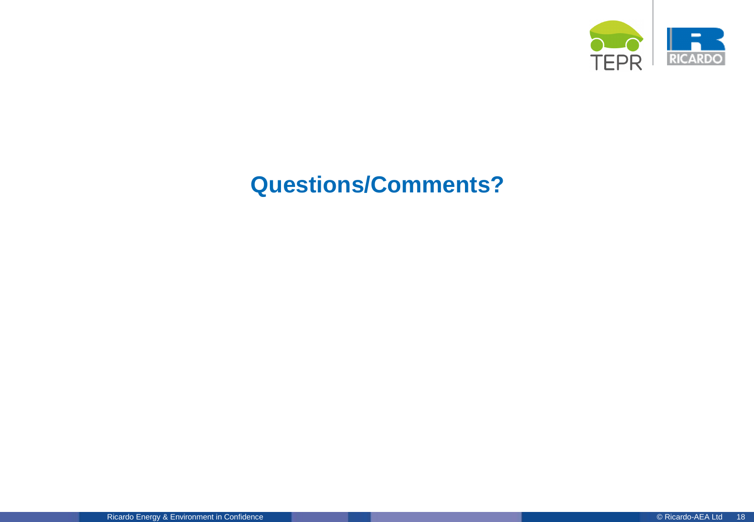# Questions/Comments?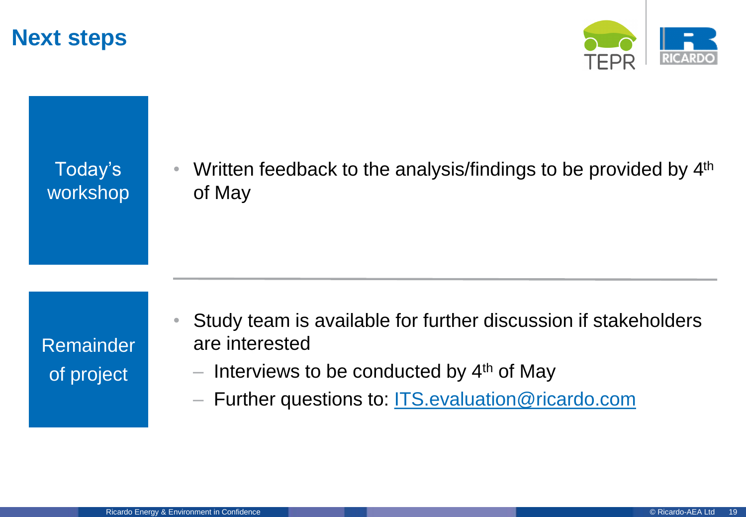# Next steps

**Today's workshop**

- Written feedback to the analysis/findings to be provided by 4th of May

**Remainder of project**

- Study team is available for further discussion if stakeholders are interested
  - Interviews to be conducted by 4th of May
  - Further questions to: ITS.evaluation@ricardo.com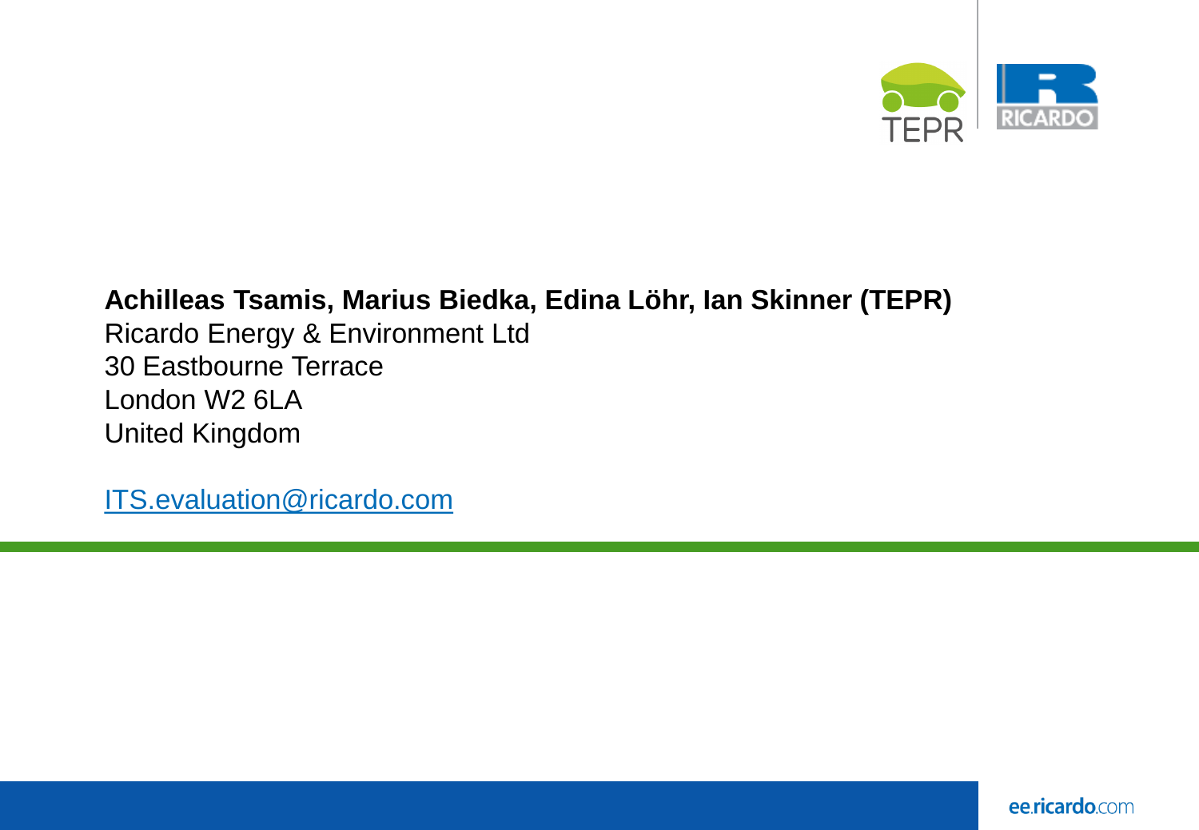**Achilleas Tsamis, Marius Biedka, Edina Löhr, Ian Skinner (TEPR)**
Ricardo Energy & Environment Ltd
30 Eastbourne Terrace
London W2 6LA
United Kingdom

ITS.evaluation@ricardo.com

ee.ricardo.com